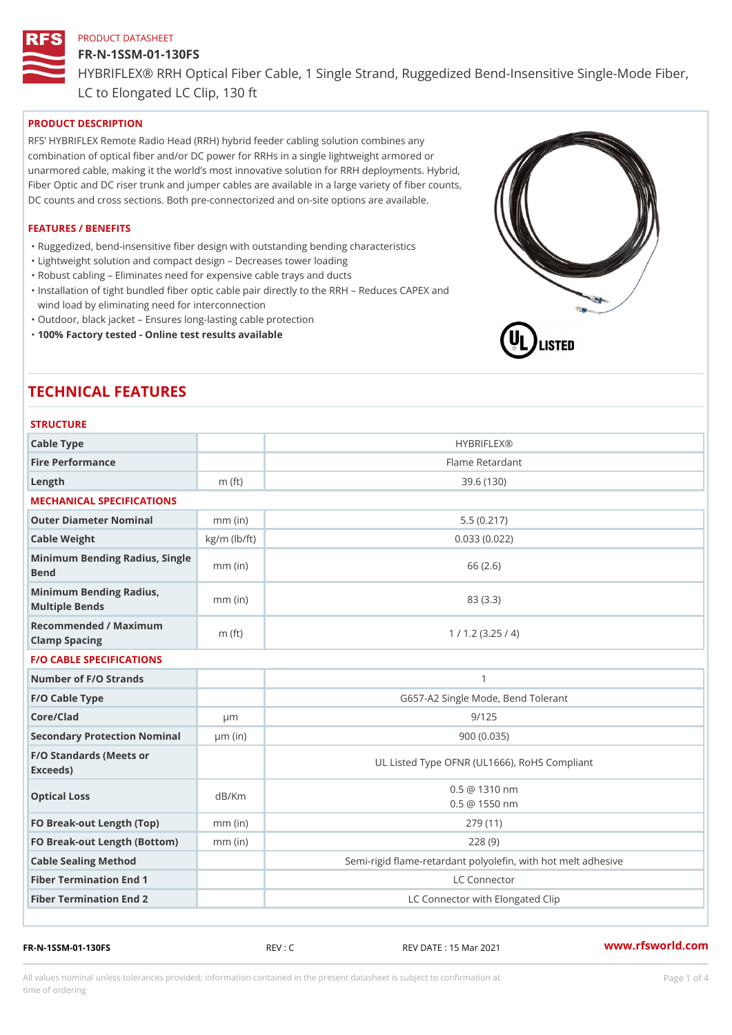PRODUCT DATASHEET

# FR-N-1SSM-01-130FS

HYBRIFLEX® RRH Optical Fiber Cable, 1 Single Strand, Ruggedized Bend-Insensitive Single-Mode Fiber, LC to Elongated LC Clip, 130 ft

## PRODUCT DESCRIPTION

RFS' HYBRIFLEX Remote Radio Head (RRH) hybrid feeder cabling solution combines any combination of optical fiber and/or DC power for RRHs in a single lightweight armored or unarmored cable, making it the world's most innovative solution for RRH deployments. Hybrid, Fiber Optic and DC riser trunk and jumper cables are available in a large variety of fiber counts, DC counts and cross sections. Both pre-connectorized and on-site options are available.

## FEATURES / BENEFITS

- Ruggedized, bend-insensitive fiber design with outstanding bending characteristics
- Lightweight solution and compact design – Decreases tower loading
- Robust cabling – Eliminates need for expensive cable trays and ducts
- Installation of tight bundled fiber optic cable pair directly to the RRH – Reduces CAPEX and wind load by eliminating need for interconnection
- Outdoor, black jacket – Ensures long-lasting cable protection
- **100% Factory tested - Online test results available**

# TECHNICAL FEATURES

### STRUCTURE

| | | |
|---|---|---|
| Cable Type | | HYBRIFLEX® |
| Fire Performance | | Flame Retardant |
| Length | m (ft) | 39.6 (130) |

### MECHANICAL SPECIFICATIONS

| | | |
|---|---|---|
| Outer Diameter Nominal | mm (in) | 5.5 (0.217) |
| Cable Weight | kg/m (lb/ft) | 0.033 (0.022) |
| Minimum Bending Radius, Single Bend | mm (in) | 66 (2.6) |
| Minimum Bending Radius, Multiple Bends | mm (in) | 83 (3.3) |
| Recommended / Maximum Clamp Spacing | m (ft) | 1 / 1.2 (3.25 / 4) |

### F/O CABLE SPECIFICATIONS

| | | |
|---|---|---|
| Number of F/O Strands | | 1 |
| F/O Cable Type | | G657-A2 Single Mode, Bend Tolerant |
| Core/Clad | μm | 9/125 |
| Secondary Protection Nominal | μm (in) | 900 (0.035) |
| F/O Standards (Meets or Exceeds) | | UL Listed Type OFNR (UL1666), RoHS Compliant |
| Optical Loss | dB/Km | 0.5 @ 1310 nm<br>0.5 @ 1550 nm |
| FO Break-out Length (Top) | mm (in) | 279 (11) |
| FO Break-out Length (Bottom) | mm (in) | 228 (9) |
| Cable Sealing Method | | Semi-rigid flame-retardant polyolefin, with hot melt adhesive |
| Fiber Termination End 1 | | LC Connector |
| Fiber Termination End 2 | | LC Connector with Elongated Clip |

FR-N-1SSM-01-130FS REV : C REV DATE : 15 Mar 2021 www.rfsworld.com

All values nominal unless tolerances provided; information contained in the present datasheet is subject to confirmation at time of ordering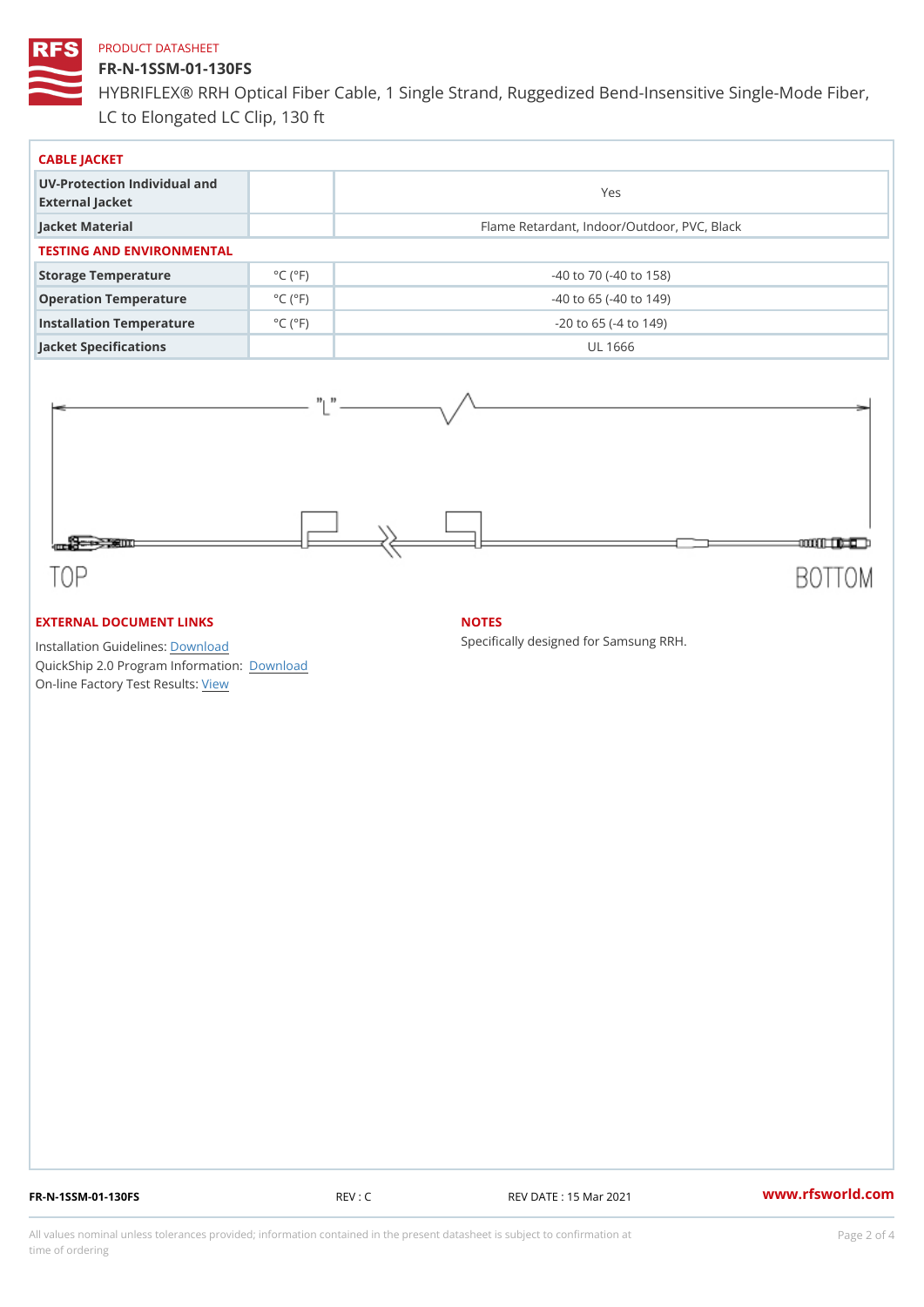PRODUCT DATASHEET

# FR-N-1SSM-01-130FS

HYBRIFLEX® RRH Optical Fiber Cable, 1 Single Strand, Ruggedized Bend-Insensitive Single-Mode Fiber, LC to Elongated LC Clip, 130 ft

## CABLE JACKET

| | | |
|---|---|---|
| UV-Protection Individual and External Jacket | | Yes |
| Jacket Material | | Flame Retardant, Indoor/Outdoor, PVC, Black |

## TESTING AND ENVIRONMENTAL

| | | |
|---|---|---|
| Storage Temperature | °C (°F) | -40 to 70 (-40 to 158) |
| Operation Temperature | °C (°F) | -40 to 65 (-40 to 149) |
| Installation Temperature | °C (°F) | -20 to 65 (-4 to 149) |
| Jacket Specifications | | UL 1666 |

"L"

TOP

BOTTOM

## EXTERNAL DOCUMENT LINKS

Installation Guidelines: Download
QuickShip 2.0 Program Information: Download
On-line Factory Test Results: View

## NOTES

Specifically designed for Samsung RRH.

FR-N-1SSM-01-130FS REV : C REV DATE : 15 Mar 2021 www.rfsworld.com

All values nominal unless tolerances provided; information contained in the present datasheet is subject to confirmation at time of ordering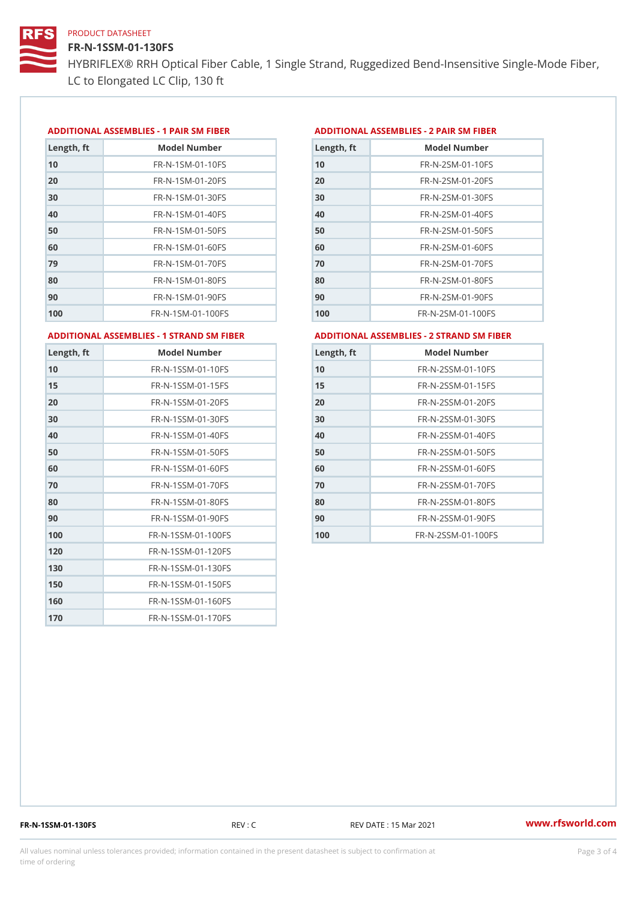PRODUCT DATASHEET

# FR-N-1SSM-01-130FS

HYBRIFLEX® RRH Optical Fiber Cable, 1 Single Strand, Ruggedized Bend-Insensitive Single-Mode Fiber, LC to Elongated LC Clip, 130 ft

## ADDITIONAL ASSEMBLIES - 1 PAIR SM FIBER

| Length, ft | Model Number |
|---|---|
| 10 | FR-N-1SM-01-10FS |
| 20 | FR-N-1SM-01-20FS |
| 30 | FR-N-1SM-01-30FS |
| 40 | FR-N-1SM-01-40FS |
| 50 | FR-N-1SM-01-50FS |
| 60 | FR-N-1SM-01-60FS |
| 79 | FR-N-1SM-01-70FS |
| 80 | FR-N-1SM-01-80FS |
| 90 | FR-N-1SM-01-90FS |
| 100 | FR-N-1SM-01-100FS |

## ADDITIONAL ASSEMBLIES - 2 PAIR SM FIBER

| Length, ft | Model Number |
|---|---|
| 10 | FR-N-2SM-01-10FS |
| 20 | FR-N-2SM-01-20FS |
| 30 | FR-N-2SM-01-30FS |
| 40 | FR-N-2SM-01-40FS |
| 50 | FR-N-2SM-01-50FS |
| 60 | FR-N-2SM-01-60FS |
| 70 | FR-N-2SM-01-70FS |
| 80 | FR-N-2SM-01-80FS |
| 90 | FR-N-2SM-01-90FS |
| 100 | FR-N-2SM-01-100FS |

## ADDITIONAL ASSEMBLIES - 1 STRAND SM FIBER

| Length, ft | Model Number |
|---|---|
| 10 | FR-N-1SSM-01-10FS |
| 15 | FR-N-1SSM-01-15FS |
| 20 | FR-N-1SSM-01-20FS |
| 30 | FR-N-1SSM-01-30FS |
| 40 | FR-N-1SSM-01-40FS |
| 50 | FR-N-1SSM-01-50FS |
| 60 | FR-N-1SSM-01-60FS |
| 70 | FR-N-1SSM-01-70FS |
| 80 | FR-N-1SSM-01-80FS |
| 90 | FR-N-1SSM-01-90FS |
| 100 | FR-N-1SSM-01-100FS |
| 120 | FR-N-1SSM-01-120FS |
| 130 | FR-N-1SSM-01-130FS |
| 150 | FR-N-1SSM-01-150FS |
| 160 | FR-N-1SSM-01-160FS |
| 170 | FR-N-1SSM-01-170FS |

## ADDITIONAL ASSEMBLIES - 2 STRAND SM FIBER

| Length, ft | Model Number |
|---|---|
| 10 | FR-N-2SSM-01-10FS |
| 15 | FR-N-2SSM-01-15FS |
| 20 | FR-N-2SSM-01-20FS |
| 30 | FR-N-2SSM-01-30FS |
| 40 | FR-N-2SSM-01-40FS |
| 50 | FR-N-2SSM-01-50FS |
| 60 | FR-N-2SSM-01-60FS |
| 70 | FR-N-2SSM-01-70FS |
| 80 | FR-N-2SSM-01-80FS |
| 90 | FR-N-2SSM-01-90FS |
| 100 | FR-N-2SSM-01-100FS |

FR-N-1SSM-01-130FS REV : C REV DATE : 15 Mar 2021 www.rfsworld.com

All values nominal unless tolerances provided; information contained in the present datasheet is subject to confirmation at time of ordering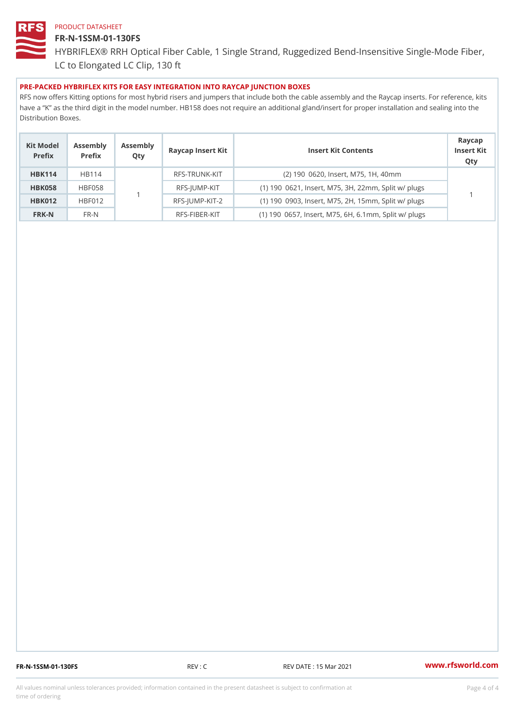PRODUCT DATASHEET

# FR-N-1SSM-01-130FS

HYBRIFLEX® RRH Optical Fiber Cable, 1 Single Strand, Ruggedized Bend-Insensitive Single-Mode Fiber, LC to Elongated LC Clip, 130 ft

## PRE-PACKED HYBRIFLEX KITS FOR EASY INTEGRATION INTO RAYCAP JUNCTION BOXES

RFS now offers Kitting options for most hybrid risers and jumpers that include both the cable assembly and the Raycap inserts. For reference, kits have a "K" as the third digit in the model number. HB158 does not require an additional gland/insert for proper installation and sealing into the Distribution Boxes.

| Kit Model Prefix | Assembly Prefix | Assembly Qty | Raycap Insert Kit | Insert Kit Contents | Raycap Insert Kit Qty |
|---|---|---|---|---|---|
| HBK114 | HB114 | 1 | RFS-TRUNK-KIT | (2) 190 0620, Insert, M75, 1H, 40mm | 1 |
| HBK058 | HBF058 | | RFS-JUMP-KIT | (1) 190 0621, Insert, M75, 3H, 22mm, Split w/ plugs | |
| HBK012 | HBF012 | | RFS-JUMP-KIT-2 | (1) 190 0903, Insert, M75, 2H, 15mm, Split w/ plugs | |
| FRK-N | FR-N | | RFS-FIBER-KIT | (1) 190 0657, Insert, M75, 6H, 6.1mm, Split w/ plugs | |

FR-N-1SSM-01-130FS REV : C REV DATE : 15 Mar 2021 www.rfsworld.com

All values nominal unless tolerances provided; information contained in the present datasheet is subject to confirmation at time of ordering